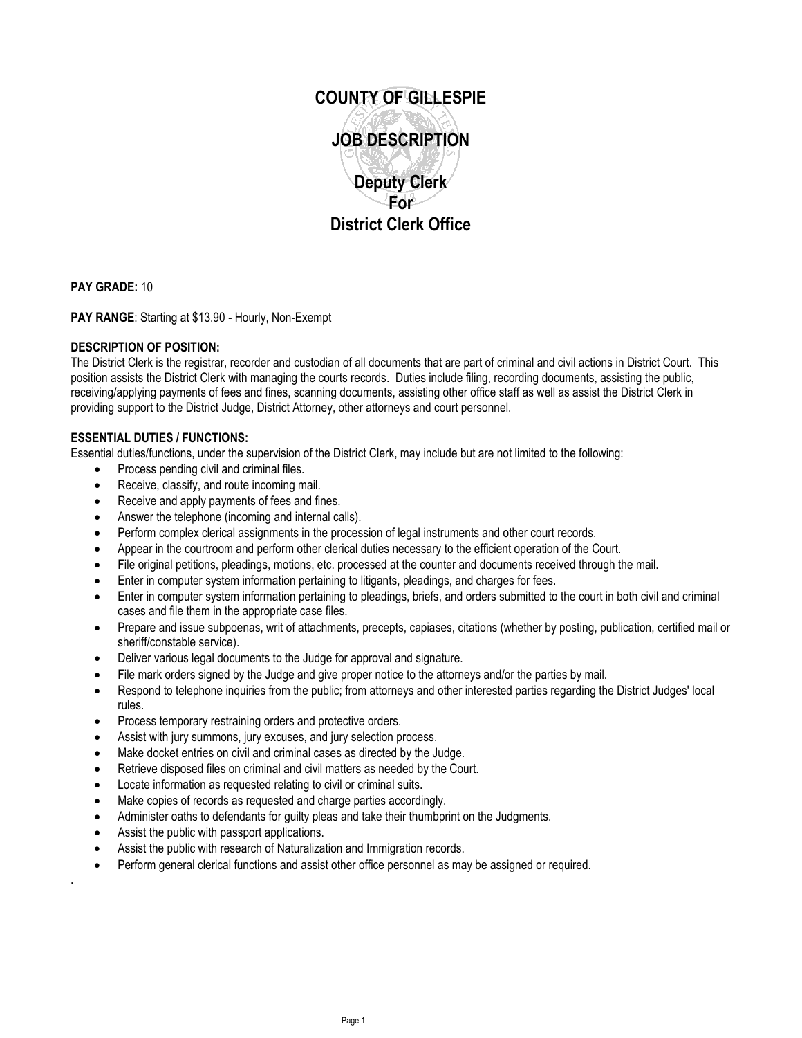# COUNTY OF GILLESPIE

# JOB DESCRIPTION

## Deputy Clerk For District Clerk Office

**PAY GRADE:** 10

**PAY RANGE**: Starting at $13.90 - Hourly, Non-Exempt

**DESCRIPTION OF POSITION:**
The District Clerk is the registrar, recorder and custodian of all documents that are part of criminal and civil actions in District Court. This position assists the District Clerk with managing the courts records. Duties include filing, recording documents, assisting the public, receiving/applying payments of fees and fines, scanning documents, assisting other office staff as well as assist the District Clerk in providing support to the District Judge, District Attorney, other attorneys and court personnel.

**ESSENTIAL DUTIES / FUNCTIONS:**
Essential duties/functions, under the supervision of the District Clerk, may include but are not limited to the following:

- Process pending civil and criminal files.
- Receive, classify, and route incoming mail.
- Receive and apply payments of fees and fines.
- Answer the telephone (incoming and internal calls).
- Perform complex clerical assignments in the procession of legal instruments and other court records.
- Appear in the courtroom and perform other clerical duties necessary to the efficient operation of the Court.
- File original petitions, pleadings, motions, etc. processed at the counter and documents received through the mail.
- Enter in computer system information pertaining to litigants, pleadings, and charges for fees.
- Enter in computer system information pertaining to pleadings, briefs, and orders submitted to the court in both civil and criminal cases and file them in the appropriate case files.
- Prepare and issue subpoenas, writ of attachments, precepts, capiases, citations (whether by posting, publication, certified mail or sheriff/constable service).
- Deliver various legal documents to the Judge for approval and signature.
- File mark orders signed by the Judge and give proper notice to the attorneys and/or the parties by mail.
- Respond to telephone inquiries from the public; from attorneys and other interested parties regarding the District Judges' local rules.
- Process temporary restraining orders and protective orders.
- Assist with jury summons, jury excuses, and jury selection process.
- Make docket entries on civil and criminal cases as directed by the Judge.
- Retrieve disposed files on criminal and civil matters as needed by the Court.
- Locate information as requested relating to civil or criminal suits.
- Make copies of records as requested and charge parties accordingly.
- Administer oaths to defendants for guilty pleas and take their thumbprint on the Judgments.
- Assist the public with passport applications.
- Assist the public with research of Naturalization and Immigration records.
- Perform general clerical functions and assist other office personnel as may be assigned or required.

.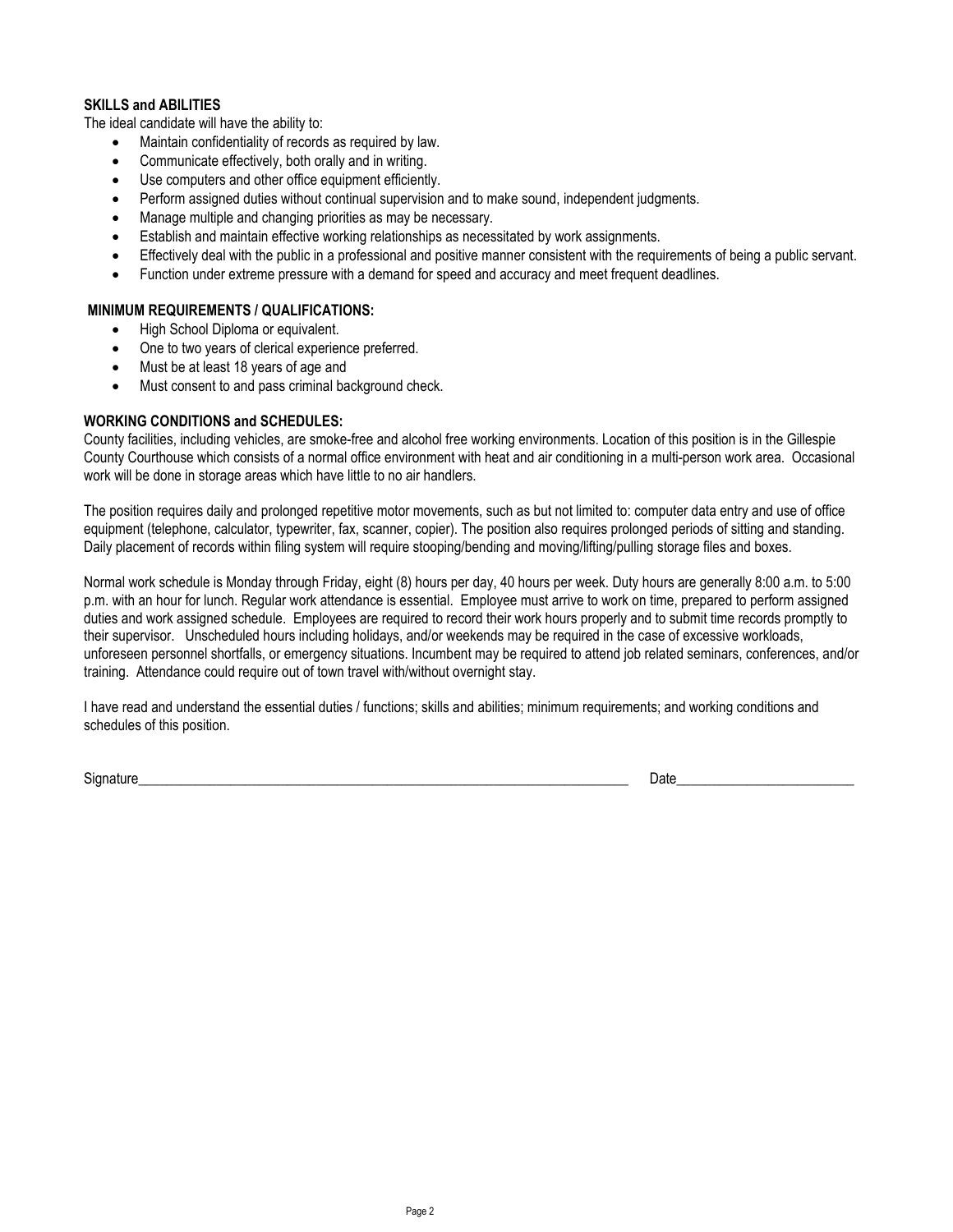**SKILLS and ABILITIES**

The ideal candidate will have the ability to:

- Maintain confidentiality of records as required by law.
- Communicate effectively, both orally and in writing.
- Use computers and other office equipment efficiently.
- Perform assigned duties without continual supervision and to make sound, independent judgments.
- Manage multiple and changing priorities as may be necessary.
- Establish and maintain effective working relationships as necessitated by work assignments.
- Effectively deal with the public in a professional and positive manner consistent with the requirements of being a public servant.
- Function under extreme pressure with a demand for speed and accuracy and meet frequent deadlines.

**MINIMUM REQUIREMENTS / QUALIFICATIONS:**

- High School Diploma or equivalent.
- One to two years of clerical experience preferred.
- Must be at least 18 years of age and
- Must consent to and pass criminal background check.

**WORKING CONDITIONS and SCHEDULES:**

County facilities, including vehicles, are smoke-free and alcohol free working environments. Location of this position is in the Gillespie County Courthouse which consists of a normal office environment with heat and air conditioning in a multi-person work area. Occasional work will be done in storage areas which have little to no air handlers.

The position requires daily and prolonged repetitive motor movements, such as but not limited to: computer data entry and use of office equipment (telephone, calculator, typewriter, fax, scanner, copier). The position also requires prolonged periods of sitting and standing. Daily placement of records within filing system will require stooping/bending and moving/lifting/pulling storage files and boxes.

Normal work schedule is Monday through Friday, eight (8) hours per day, 40 hours per week. Duty hours are generally 8:00 a.m. to 5:00 p.m. with an hour for lunch. Regular work attendance is essential. Employee must arrive to work on time, prepared to perform assigned duties and work assigned schedule. Employees are required to record their work hours properly and to submit time records promptly to their supervisor. Unscheduled hours including holidays, and/or weekends may be required in the case of excessive workloads, unforeseen personnel shortfalls, or emergency situations. Incumbent may be required to attend job related seminars, conferences, and/or training. Attendance could require out of town travel with/without overnight stay.

I have read and understand the essential duties / functions; skills and abilities; minimum requirements; and working conditions and schedules of this position.

Signature________________________________________________________________________ Date_________________________